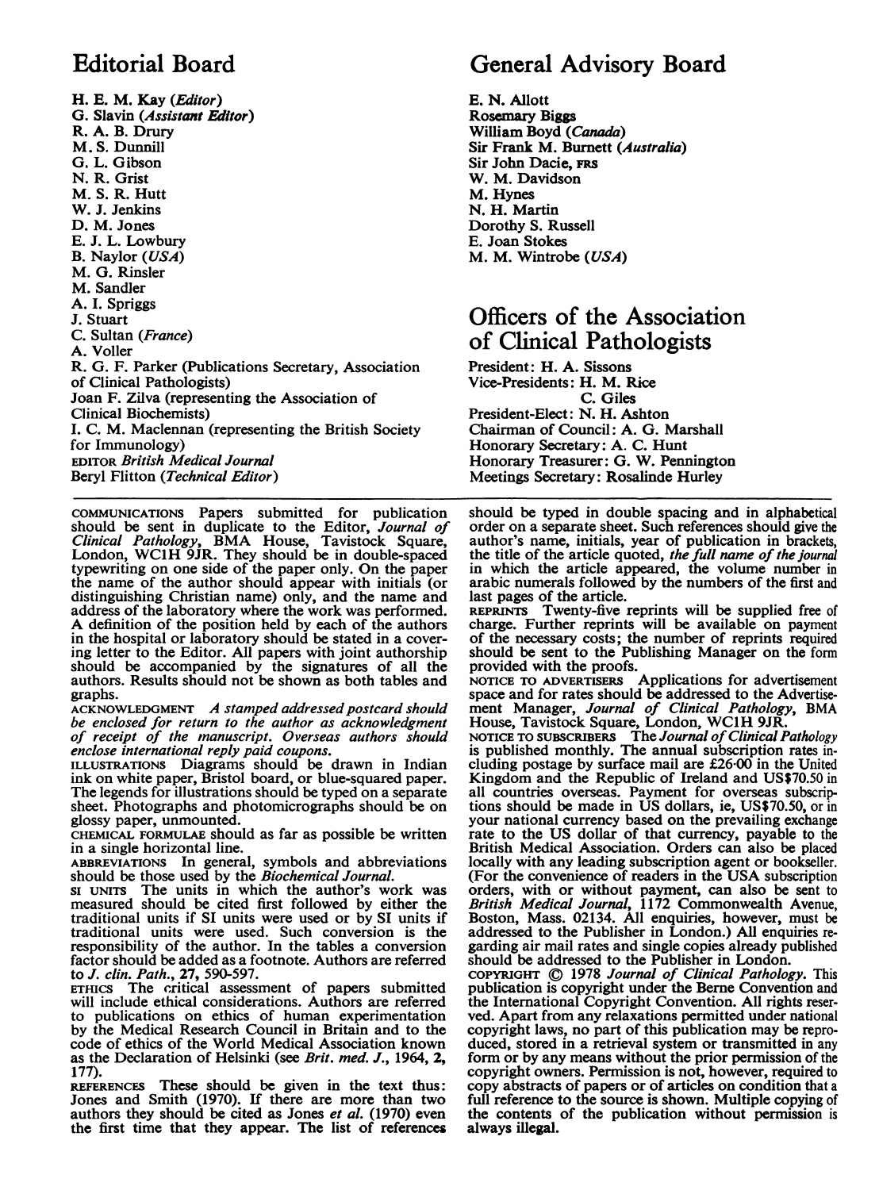## Editorial Board

H. E. M. Kay (*Editor*)
G. Slavin (*Assistant Editor*)
R. A. B. Drury
M. S. Dunnill
G. L. Gibson
N. R. Grist
M. S. R. Hutt
W. J. Jenkins
D. M. Jones
E. J. L. Lowbury
B. Naylor (*USA*)
M. G. Rinsler
M. Sandler
A. I. Spriggs
J. Stuart
C. Sultan (*France*)
A. Voller
R. G. F. Parker (Publications Secretary, Association of Clinical Pathologists)
Joan F. Zilva (representing the Association of Clinical Biochemists)
I. C. M. Maclennan (representing the British Society for Immunology)
EDITOR *British Medical Journal*
Beryl Flitton (*Technical Editor*)

## General Advisory Board

E. N. Allott
Rosemary Biggs
William Boyd (*Canada*)
Sir Frank M. Burnett (*Australia*)
Sir John Dacie, FRS
W. M. Davidson
M. Hynes
N. H. Martin
Dorothy S. Russell
E. Joan Stokes
M. M. Wintrobe (*USA*)

## Officers of the Association of Clinical Pathologists

President: H. A. Sissons
Vice-Presidents: H. M. Rice
C. Giles
President-Elect: N. H. Ashton
Chairman of Council: A. G. Marshall
Honorary Secretary: A. C. Hunt
Honorary Treasurer: G. W. Pennington
Meetings Secretary: Rosalinde Hurley

---

COMMUNICATIONS Papers submitted for publication should be sent in duplicate to the Editor, *Journal of Clinical Pathology*, BMA House, Tavistock Square, London, WC1H 9JR. They should be in double-spaced typewriting on one side of the paper only. On the paper the name of the author should appear with initials (or distinguishing Christian name) only, and the name and address of the laboratory where the work was performed. A definition of the position held by each of the authors in the hospital or laboratory should be stated in a covering letter to the Editor. All papers with joint authorship should be accompanied by the signatures of all the authors. Results should not be shown as both tables and graphs.

ACKNOWLEDGMENT *A stamped addressed postcard should be enclosed for return to the author as acknowledgment of receipt of the manuscript. Overseas authors should enclose international reply paid coupons.*

ILLUSTRATIONS Diagrams should be drawn in Indian ink on white paper, Bristol board, or blue-squared paper. The legends for illustrations should be typed on a separate sheet. Photographs and photomicrographs should be on glossy paper, unmounted.

CHEMICAL FORMULAE should as far as possible be written in a single horizontal line.

ABBREVIATIONS In general, symbols and abbreviations should be those used by the *Biochemical Journal*.

SI UNITS The units in which the author's work was measured should be cited first followed by either the traditional units if SI units were used or by SI units if traditional units were used. Such conversion is the responsibility of the author. In the tables a conversion factor should be added as a footnote. Authors are referred to *J. clin. Path.*, **27**, 590-597.

ETHICS The critical assessment of papers submitted will include ethical considerations. Authors are referred to publications on ethics of human experimentation by the Medical Research Council in Britain and to the code of ethics of the World Medical Association known as the Declaration of Helsinki (see *Brit. med. J.*, 1964, **2**, 177).

REFERENCES These should be given in the text thus: Jones and Smith (1970). If there are more than two authors they should be cited as Jones *et al.* (1970) even the first time that they appear. The list of references should be typed in double spacing and in alphabetical order on a separate sheet. Such references should give the author's name, initials, year of publication in brackets, the title of the article quoted, *the full name of the journal* in which the article appeared, the volume number in arabic numerals followed by the numbers of the first and last pages of the article.

REPRINTS Twenty-five reprints will be supplied free of charge. Further reprints will be available on payment of the necessary costs; the number of reprints required should be sent to the Publishing Manager on the form provided with the proofs.

NOTICE TO ADVERTISERS Applications for advertisement space and for rates should be addressed to the Advertisement Manager, *Journal of Clinical Pathology*, BMA House, Tavistock Square, London, WC1H 9JR.

NOTICE TO SUBSCRIBERS The *Journal of Clinical Pathology* is published monthly. The annual subscription rates including postage by surface mail are £26·00 in the United Kingdom and the Republic of Ireland and US$70.50 in all countries overseas. Payment for overseas subscriptions should be made in US dollars, ie, US$70.50, or in your national currency based on the prevailing exchange rate to the US dollar of that currency, payable to the British Medical Association. Orders can also be placed locally with any leading subscription agent or bookseller. (For the convenience of readers in the USA subscription orders, with or without payment, can also be sent to *British Medical Journal*, 1172 Commonwealth Avenue, Boston, Mass. 02134. All enquiries, however, must be addressed to the Publisher in London.) All enquiries regarding air mail rates and single copies already published should be addressed to the Publisher in London.

COPYRIGHT © 1978 *Journal of Clinical Pathology*. This publication is copyright under the Berne Convention and the International Copyright Convention. All rights reserved. Apart from any relaxations permitted under national copyright laws, no part of this publication may be reproduced, stored in a retrieval system or transmitted in any form or by any means without the prior permission of the copyright owners. Permission is not, however, required to copy abstracts of papers or of articles on condition that a full reference to the source is shown. Multiple copying of the contents of the publication without permission is always illegal.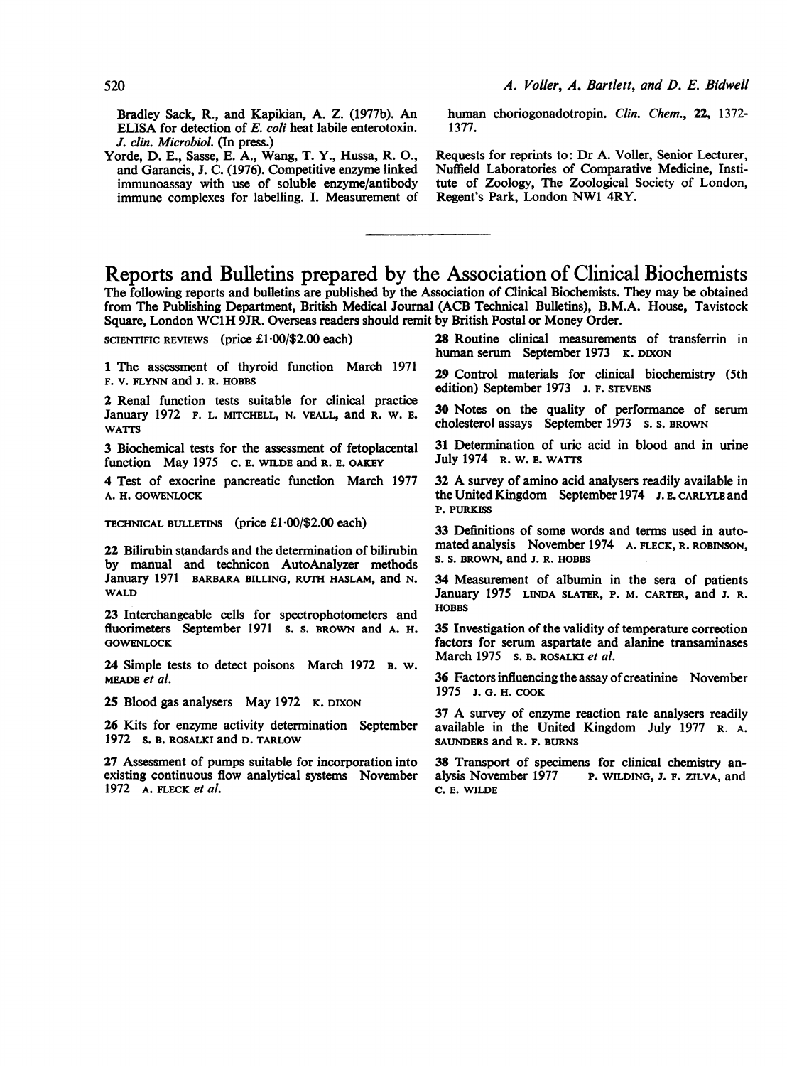Bradley Sack, R., and Kapikian, A. Z. (1977b). An ELISA for detection of *E. coli* heat labile enterotoxin. *J. clin. Microbiol.* (In press.)

Yorde, D. E., Sasse, E. A., Wang, T. Y., Hussa, R. O., and Garancis, J. C. (1976). Competitive enzyme linked immunoassay with use of soluble enzyme/antibody immune complexes for labelling. I. Measurement of human choriogonadotropin. *Clin. Chem.*, **22**, 1372-1377.

Requests for reprints to: Dr A. Voller, Senior Lecturer, Nuffield Laboratories of Comparative Medicine, Institute of Zoology, The Zoological Society of London, Regent's Park, London NW1 4RY.

---

# Reports and Bulletins prepared by the Association of Clinical Biochemists

The following reports and bulletins are published by the Association of Clinical Biochemists. They may be obtained from The Publishing Department, British Medical Journal (ACB Technical Bulletins), B.M.A. House, Tavistock Square, London WC1H 9JR. Overseas readers should remit by British Postal or Money Order.

SCIENTIFIC REVIEWS (price £1·00/$2.00 each)

**1** The assessment of thyroid function March 1971 F. V. FLYNN and J. R. HOBBS

**2** Renal function tests suitable for clinical practice January 1972 F. L. MITCHELL, N. VEALL, and R. W. E. WATTS

**3** Biochemical tests for the assessment of fetoplacental function May 1975 C. E. WILDE and R. E. OAKEY

**4** Test of exocrine pancreatic function March 1977 A. H. GOWENLOCK

TECHNICAL BULLETINS (price £1·00/$2.00 each)

**22** Bilirubin standards and the determination of bilirubin by manual and technicon AutoAnalyzer methods January 1971 BARBARA BILLING, RUTH HASLAM, and N. WALD

**23** Interchangeable cells for spectrophotometers and fluorimeters September 1971 S. S. BROWN and A. H. GOWENLOCK

**24** Simple tests to detect poisons March 1972 B. W. MEADE *et al.*

**25** Blood gas analysers May 1972 K. DIXON

**26** Kits for enzyme activity determination September 1972 S. B. ROSALKI and D. TARLOW

**27** Assessment of pumps suitable for incorporation into existing continuous flow analytical systems November 1972 A. FLECK *et al.*

**28** Routine clinical measurements of transferrin in human serum September 1973 K. DIXON

**29** Control materials for clinical biochemistry (5th edition) September 1973 J. F. STEVENS

**30** Notes on the quality of performance of serum cholesterol assays September 1973 S. S. BROWN

**31** Determination of uric acid in blood and in urine July 1974 R. W. E. WATTS

**32** A survey of amino acid analysers readily available in the United Kingdom September 1974 J. E. CARLYLE and P. PURKISS

**33** Definitions of some words and terms used in automated analysis November 1974 A. FLECK, R. ROBINSON, S. S. BROWN, and J. R. HOBBS

**34** Measurement of albumin in the sera of patients January 1975 LINDA SLATER, P. M. CARTER, and J. R. HOBBS

**35** Investigation of the validity of temperature correction factors for serum aspartate and alanine transaminases March 1975 S. B. ROSALKI *et al.*

**36** Factors influencing the assay of creatinine November 1975 J. G. H. COOK

**37** A survey of enzyme reaction rate analysers readily available in the United Kingdom July 1977 R. A. SAUNDERS and R. F. BURNS

**38** Transport of specimens for clinical chemistry analysis November 1977 P. WILDING, J. F. ZILVA, and C. E. WILDE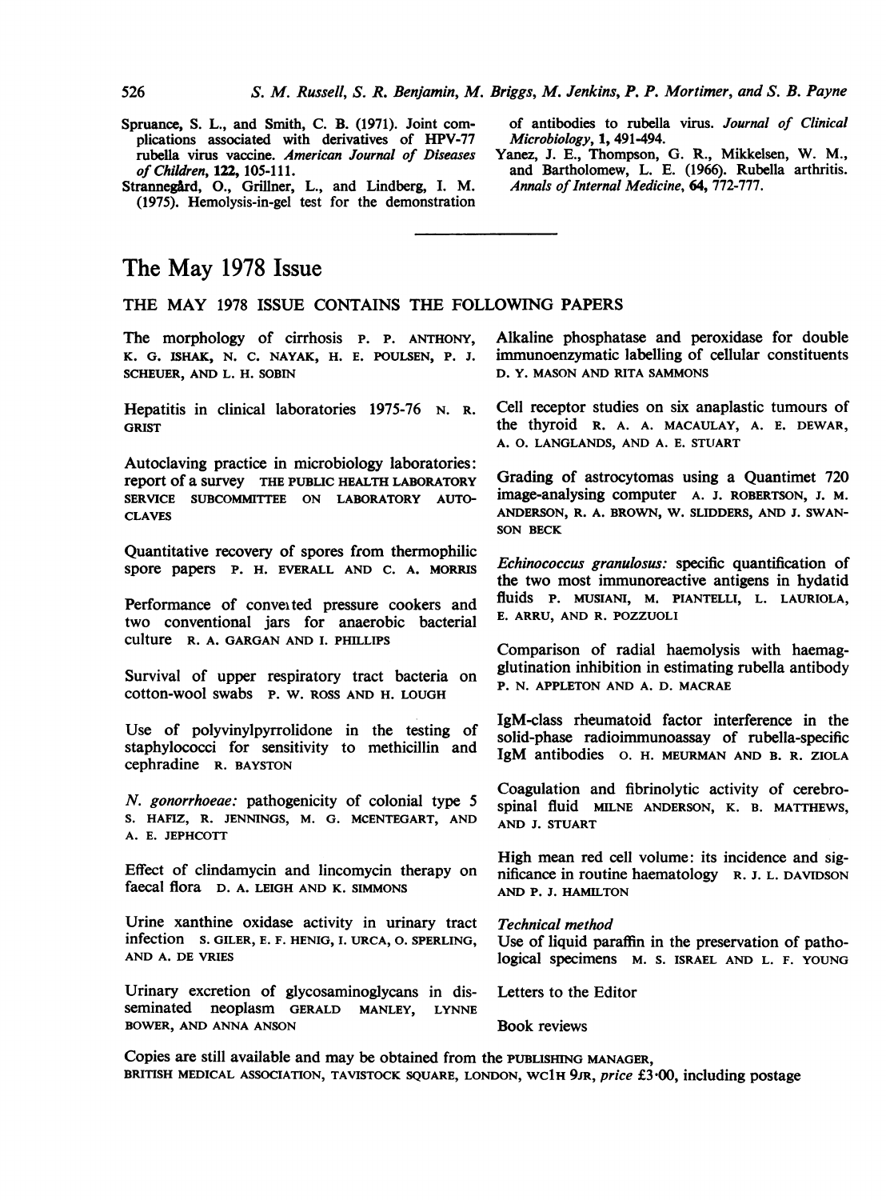Spruance, S. L., and Smith, C. B. (1971). Joint complications associated with derivatives of HPV-77 rubella virus vaccine. *American Journal of Diseases of Children*, **122**, 105-111.

Strannegård, O., Grillner, L., and Lindberg, I. M. (1975). Hemolysis-in-gel test for the demonstration of antibodies to rubella virus. *Journal of Clinical Microbiology*, **1**, 491-494.

Yanez, J. E., Thompson, G. R., Mikkelsen, W. M., and Bartholomew, L. E. (1966). Rubella arthritis. *Annals of Internal Medicine*, **64**, 772-777.

# The May 1978 Issue

## THE MAY 1978 ISSUE CONTAINS THE FOLLOWING PAPERS

The morphology of cirrhosis P. P. ANTHONY, K. G. ISHAK, N. C. NAYAK, H. E. POULSEN, P. J. SCHEUER, AND L. H. SOBIN

Hepatitis in clinical laboratories 1975-76 N. R. GRIST

Autoclaving practice in microbiology laboratories: report of a survey THE PUBLIC HEALTH LABORATORY SERVICE SUBCOMMITTEE ON LABORATORY AUTOCLAVES

Quantitative recovery of spores from thermophilic spore papers P. H. EVERALL AND C. A. MORRIS

Performance of conveıted pressure cookers and two conventional jars for anaerobic bacterial culture R. A. GARGAN AND I. PHILLIPS

Survival of upper respiratory tract bacteria on cotton-wool swabs P. W. ROSS AND H. LOUGH

Use of polyvinylpyrrolidone in the testing of staphylococci for sensitivity to methicillin and cephradine R. BAYSTON

*N. gonorrhoeae:* pathogenicity of colonial type 5 S. HAFIZ, R. JENNINGS, M. G. MCENTEGART, AND A. E. JEPHCOTT

Effect of clindamycin and lincomycin therapy on faecal flora D. A. LEIGH AND K. SIMMONS

Urine xanthine oxidase activity in urinary tract infection S. GILER, E. F. HENIG, I. URCA, O. SPERLING, AND A. DE VRIES

Urinary excretion of glycosaminoglycans in disseminated neoplasm GERALD MANLEY, LYNNE BOWER, AND ANNA ANSON

Alkaline phosphatase and peroxidase for double immunoenzymatic labelling of cellular constituents D. Y. MASON AND RITA SAMMONS

Cell receptor studies on six anaplastic tumours of the thyroid R. A. A. MACAULAY, A. E. DEWAR, A. O. LANGLANDS, AND A. E. STUART

Grading of astrocytomas using a Quantimet 720 image-analysing computer A. J. ROBERTSON, J. M. ANDERSON, R. A. BROWN, W. SLIDDERS, AND J. SWANSON BECK

*Echinococcus granulosus:* specific quantification of the two most immunoreactive antigens in hydatid fluids P. MUSIANI, M. PIANTELLI, L. LAURIOLA, E. ARRU, AND R. POZZUOLI

Comparison of radial haemolysis with haemagglutination inhibition in estimating rubella antibody P. N. APPLETON AND A. D. MACRAE

IgM-class rheumatoid factor interference in the solid-phase radioimmunoassay of rubella-specific IgM antibodies O. H. MEURMAN AND B. R. ZIOLA

Coagulation and fibrinolytic activity of cerebrospinal fluid MILNE ANDERSON, K. B. MATTHEWS, AND J. STUART

High mean red cell volume: its incidence and significance in routine haematology R. J. L. DAVIDSON AND P. J. HAMILTON

*Technical method*
Use of liquid paraffin in the preservation of pathological specimens M. S. ISRAEL AND L. F. YOUNG

Letters to the Editor

Book reviews

Copies are still available and may be obtained from the PUBLISHING MANAGER, BRITISH MEDICAL ASSOCIATION, TAVISTOCK SQUARE, LONDON, WC1H 9JR, *price* £3·00, including postage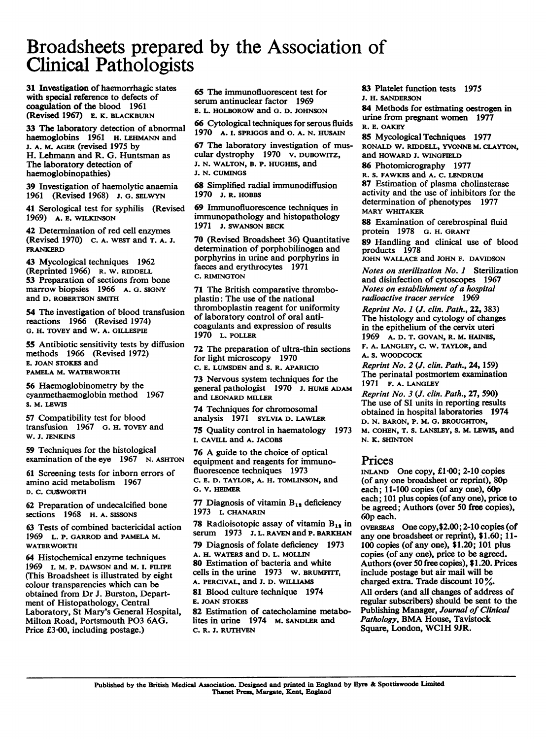# Broadsheets prepared by the Association of Clinical Pathologists

**31** Investigation of haemorrhagic states with special reference to defects of coagulation of the blood 1961 (Revised 1967) E. K. BLACKBURN

**33** The laboratory detection of abnormal haemoglobins 1961 H. LEHMANN and J. A. M. AGER (revised 1975 by H. Lehmann and R. G. Huntsman as The laboratory detection of haemoglobinopathies)

**39** Investigation of haemolytic anaemia 1961 (Revised 1968) J. G. SELWYN

**41** Serological test for syphilis (Revised 1969) A. E. WILKINSON

**42** Determination of red cell enzymes (Revised 1970) C. A. WEST and T. A. J. FRANKERD

**43** Mycological techniques 1962 (Reprinted 1966) R. W. RIDDELL

**53** Preparation of sections from bone marrow biopsies 1966 A. G. SIGNY and D. ROBERTSON SMITH

**54** The investigation of blood transfusion reactions 1966 (Revised 1974) G. H. TOVEY and W. A. GILLESPIE

**55** Antibiotic sensitivity tests by diffusion methods 1966 (Revised 1972) E. JOAN STOKES and PAMELA M. WATERWORTH

**56** Haemoglobinometry by the cyanmethaemoglobin method 1967 S. M. LEWIS

**57** Compatibility test for blood transfusion 1967 G. H. TOVEY and W. J. JENKINS

**59** Techniques for the histological examination of the eye 1967 N. ASHTON

**61** Screening tests for inborn errors of amino acid metabolism 1967 D. C. CUSWORTH

**62** Preparation of undecalcified bone sections 1968 H. A. SISSONS

**63** Tests of combined bactericidal action 1969 L. P. GARROD and PAMELA M. WATERWORTH

**64** Histochemical enzyme techniques 1969 I. M. P. DAWSON and M. I. FILIPE (This Broadsheet is illustrated by eight colour transparencies which can be obtained from Dr J. Burston, Department of Histopathology, Central Laboratory, St Mary's General Hospital, Milton Road, Portsmouth PO3 6AG. Price £3·00, including postage.)

**65** The immunofluorescent test for serum antinuclear factor 1969 E. L. HOLBOROW and G. D. JOHNSON

**66** Cytological techniques for serous fluids 1970 A. I. SPRIGGS and O. A. N. HUSAIN

**67** The laboratory investigation of muscular dystrophy 1970 V. DUBOWITZ, J. N. WALTON, B. P. HUGHES, and J. N. CUMINGS

**68** Simplified radial immunodiffusion 1970 J. R. HOBBS

**69** Immunofluorescence techniques in immunopathology and histopathology 1971 J. SWANSON BECK

**70** (Revised Broadsheet 36) Quantitative determination of porphobilinogen and porphyrins in urine and porphyrins in faeces and erythrocytes 1971 C. RIMINGTON

**71** The British comparative thromboplastin: The use of the national thromboplastin reagent for uniformity of laboratory control of oral anticoagulants and expression of results 1970 L. POLLER

**72** The preparation of ultra-thin sections for light microscopy 1970 C. E. LUMSDEN and S. R. APARICIO

**73** Nervous system techniques for the general pathologist 1970 J. HUME ADAM and LEONARD MILLER

**74** Techniques for chromosomal analysis 1971 SYLVIA D. LAWLER

**75** Quality control in haematology 1973 I. CAVILL and A. JACOBS

**76** A guide to the choice of optical equipment and reagents for immunofluorescence techniques 1973 C. E. D. TAYLOR, A. H. TOMLINSON, and G. V. HEIMER

**77** Diagnosis of vitamin $B_{12}$ deficiency 1973 I. CHANARIN

**78** Radioisotopic assay of vitamin $B_{12}$ in serum 1973 J. L. RAVEN and P. BARKHAN

**79** Diagnosis of folate deficiency 1973 A. H. WATERS and D. L. MOLLIN

**80** Estimation of bacteria and white cells in the urine 1973 W. BRUMFITT, A. PERCIVAL, and J. D. WILLIAMS

**81** Blood culture technique 1974 E. JOAN STOKES

**82** Estimation of catecholamine metabolites in urine 1974 M. SANDLER and C. R. J. RUTHVEN

**83** Platelet function tests 1975 J. H. SANDERSON

**84** Methods for estimating oestrogen in urine from pregnant women 1977 R. E. OAKEY

**85** Mycological Techniques 1977 RONALD W. RIDDELL, YVONNE M. CLAYTON, and HOWARD J. WINGFIELD

**86** Photomicrography 1977 R. S. FAWKES and A. C. LENDRUM

**87** Estimation of plasma cholinsterase activity and the use of inhibitors for the determination of phenotypes 1977 MARY WHITAKER

**88** Examination of cerebrospinal fluid protein 1978 G. H. GRANT

**89** Handling and clinical use of blood products 1978 JOHN WALLACE and JOHN F. DAVIDSON

*Notes on sterilization No. 1* Sterilization and disinfection of cytoscopes 1967

*Notes on establishment of a hospital radioactive tracer service* 1969

*Reprint No. 1* (*J. clin. Path.*, **22**, 383) The histology and cytology of changes in the epithelium of the cervix uteri 1969 A. D. T. GOVAN, R. M. HAINES, F. A. LANGLEY, C. W. TAYLOR, and A. S. WOODCOCK

*Reprint No. 2* (*J. clin. Path.*, **24**, 159) The perinatal postmortem examination 1971 F. A. LANGLEY

*Reprint No. 3* (*J. clin. Path.*, **27**, 590) The use of SI units in reporting results obtained in hospital laboratories 1974 D. N. BARON, P. M. G. BROUGHTON, M. COHEN, T. S. LANSLEY, S. M. LEWIS, and N. K. SHINTON

## Prices

INLAND One copy, £1·00; 2-10 copies (of any one broadsheet or reprint), 80p each; 11-100 copies (of any one), 60p each; 101 plus copies (of any one), price to be agreed; Authors (over 50 free copies), 60p each.

OVERSEAS One copy, $2.00; 2-10 copies (of any one broadsheet or reprint), $1.60; 11-100 copies (of any one), $1.20; 101 plus copies (of any one), price to be agreed. Authors (over 50 free copies), $1.20. Prices include postage but air mail will be charged extra. Trade discount 10%.

All orders (and all changes of address of regular subscribers) should be sent to the Publishing Manager, *Journal of Clinical Pathology*, BMA House, Tavistock Square, London, WC1H 9JR.

---

Published by the British Medical Association. Designed and printed in England by Eyre & Spottiswoode Limited Thanet Press, Margate, Kent, England